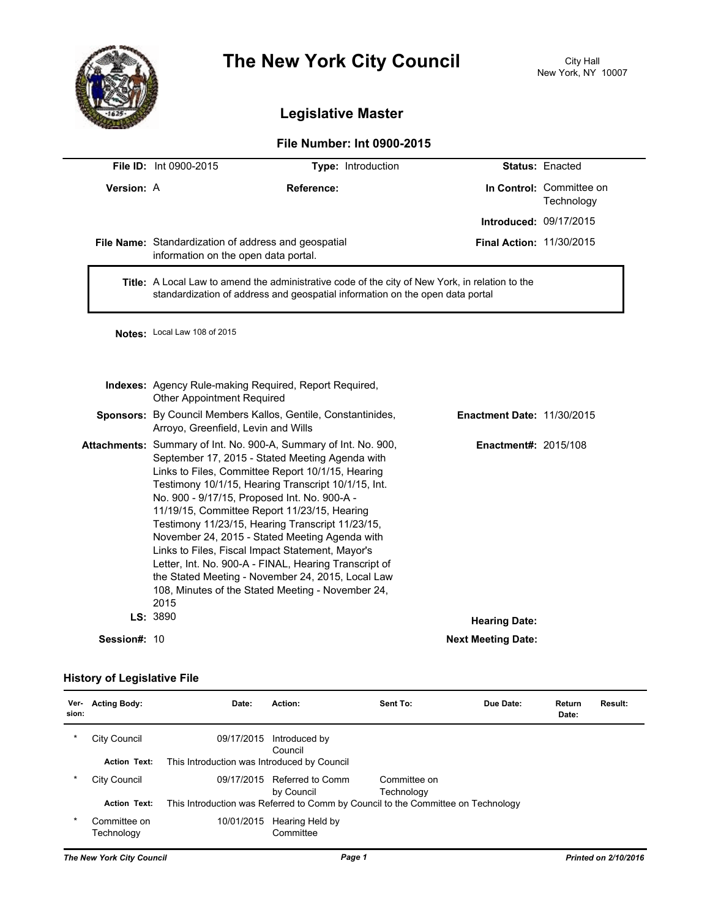# The New York City Council

City Hall
New York, NY 10007

## Legislative Master

### File Number: Int 0900-2015

**File ID:** Int 0900-2015 **Type:** Introduction **Status:** Enacted

**Version:** A **Reference:** **In Control:** Committee on Technology

**Introduced:** 09/17/2015

**File Name:** Standardization of address and geospatial information on the open data portal. **Final Action:** 11/30/2015

**Title:** A Local Law to amend the administrative code of the city of New York, in relation to the standardization of address and geospatial information on the open data portal

**Notes:** Local Law 108 of 2015

**Indexes:** Agency Rule-making Required, Report Required, Other Appointment Required

**Sponsors:** By Council Members Kallos, Gentile, Constantinides, Arroyo, Greenfield, Levin and Wills **Enactment Date:** 11/30/2015

**Attachments:** Summary of Int. No. 900-A, Summary of Int. No. 900, September 17, 2015 - Stated Meeting Agenda with Links to Files, Committee Report 10/1/15, Hearing Testimony 10/1/15, Hearing Transcript 10/1/15, Int. No. 900 - 9/17/15, Proposed Int. No. 900-A - 11/19/15, Committee Report 11/23/15, Hearing Testimony 11/23/15, Hearing Transcript 11/23/15, November 24, 2015 - Stated Meeting Agenda with Links to Files, Fiscal Impact Statement, Mayor's Letter, Int. No. 900-A - FINAL, Hearing Transcript of the Stated Meeting - November 24, 2015, Local Law 108, Minutes of the Stated Meeting - November 24, 2015 **Enactment#:** 2015/108

**LS:** 3890 **Hearing Date:**

**Session#:** 10 **Next Meeting Date:**

### History of Legislative File

| Ver-sion: | Acting Body: | Date: | Action: | Sent To: | Due Date: | Return Date: | Result: |
|---|---|---|---|---|---|---|---|
| * | City Council | 09/17/2015 | Introduced by Council | | | | |
| | **Action Text:** | This Introduction was Introduced by Council | | | | | |
| * | City Council | 09/17/2015 | Referred to Comm by Council | Committee on Technology | | | |
| | **Action Text:** | This Introduction was Referred to Comm by Council to the Committee on Technology | | | | | |
| * | Committee on Technology | 10/01/2015 | Hearing Held by Committee | | | | |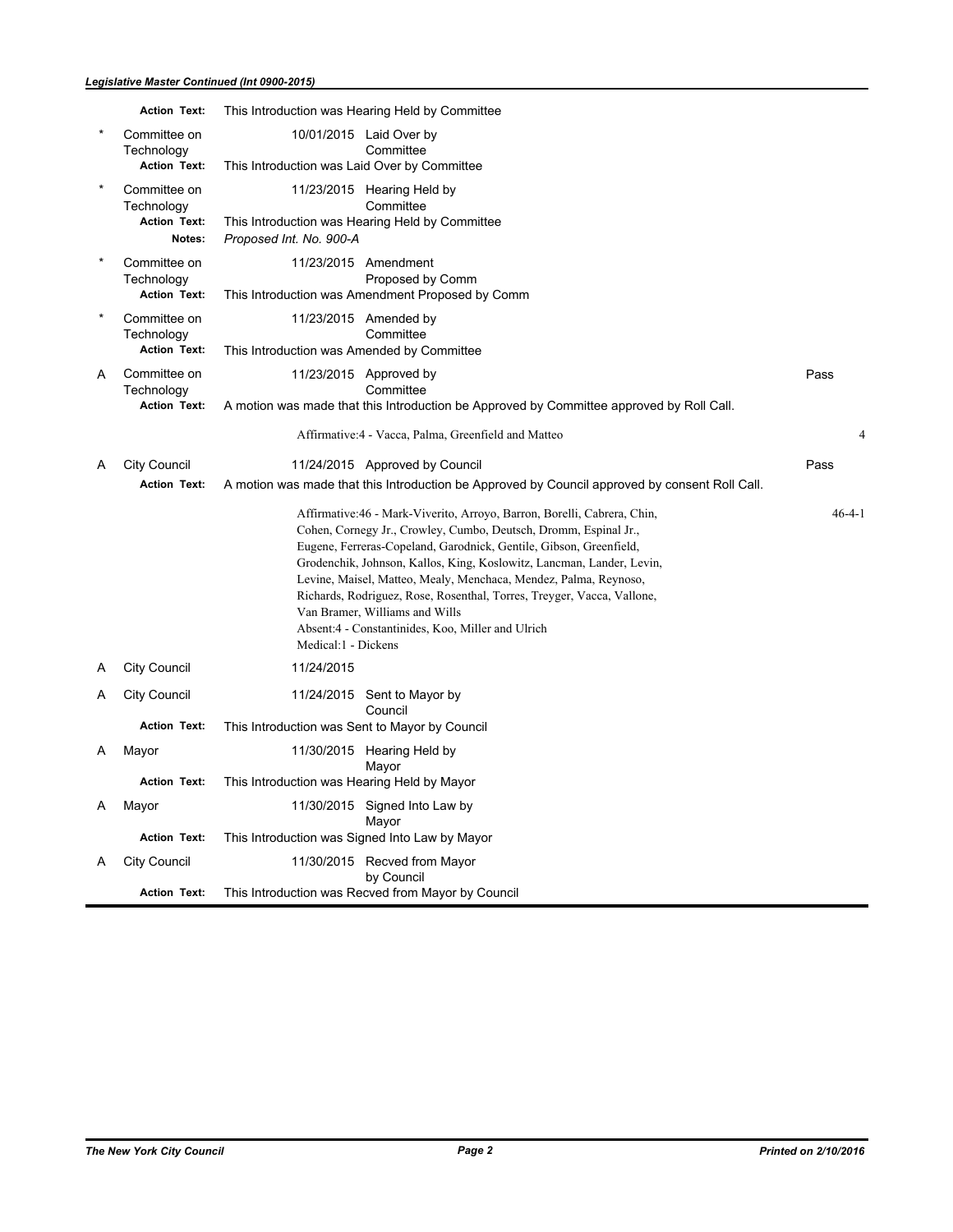| Ver. | Action By | Date | Action | Result | Tally |
|---|---|---|---|---|---|
| | **Action Text:** | This Introduction was Hearing Held by Committee | | | |
| * | Committee on Technology | 10/01/2015 | Laid Over by Committee | | |
| | **Action Text:** | This Introduction was Laid Over by Committee | | | |
| * | Committee on Technology | 11/23/2015 | Hearing Held by Committee | | |
| | **Action Text:** | This Introduction was Hearing Held by Committee | | | |
| | **Notes:** | *Proposed Int. No. 900-A* | | | |
| * | Committee on Technology | 11/23/2015 | Amendment Proposed by Comm | | |
| | **Action Text:** | This Introduction was Amendment Proposed by Comm | | | |
| * | Committee on Technology | 11/23/2015 | Amended by Committee | | |
| | **Action Text:** | This Introduction was Amended by Committee | | | |
| A | Committee on Technology | 11/23/2015 | Approved by Committee | Pass | |
| | **Action Text:** | A motion was made that this Introduction be Approved by Committee approved by Roll Call. | | | |
| | | Affirmative:4 - Vacca, Palma, Greenfield and Matteo | | | 4 |
| A | City Council | 11/24/2015 | Approved by Council | Pass | |
| | **Action Text:** | A motion was made that this Introduction be Approved by Council approved by consent Roll Call. | | | |
| | | Affirmative:46 - Mark-Viverito, Arroyo, Barron, Borelli, Cabrera, Chin, Cohen, Cornegy Jr., Crowley, Cumbo, Deutsch, Dromm, Espinal Jr., Eugene, Ferreras-Copeland, Garodnick, Gentile, Gibson, Greenfield, Grodenchik, Johnson, Kallos, King, Koslowitz, Lancman, Lander, Levin, Levine, Maisel, Matteo, Mealy, Menchaca, Mendez, Palma, Reynoso, Richards, Rodriguez, Rose, Rosenthal, Torres, Treyger, Vacca, Vallone, Van Bramer, Williams and Wills<br>Absent:4 - Constantinides, Koo, Miller and Ulrich<br>Medical:1 - Dickens | | | 46-4-1 |
| A | City Council | 11/24/2015 | | | |
| A | City Council | 11/24/2015 | Sent to Mayor by Council | | |
| | **Action Text:** | This Introduction was Sent to Mayor by Council | | | |
| A | Mayor | 11/30/2015 | Hearing Held by Mayor | | |
| | **Action Text:** | This Introduction was Hearing Held by Mayor | | | |
| A | Mayor | 11/30/2015 | Signed Into Law by Mayor | | |
| | **Action Text:** | This Introduction was Signed Into Law by Mayor | | | |
| A | City Council | 11/30/2015 | Recved from Mayor by Council | | |
| | **Action Text:** | This Introduction was Recved from Mayor by Council | | | |